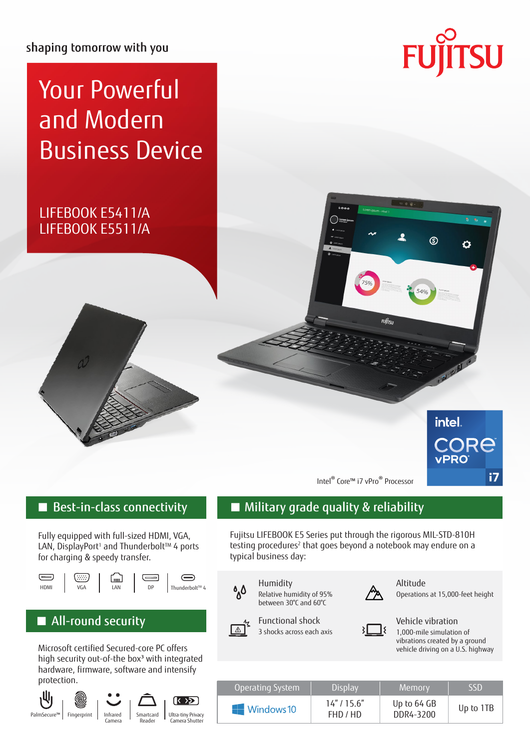shaping tomorrow with you

# Your Powerful and Modern Business Device

LIFEBOOK E5411/A
LIFEBOOK E5511/A

Intel® Core™ i7 vPro® Processor

## Best-in-class connectivity

Fully equipped with full-sized HDMI, VGA, LAN, DisplayPort[1] and Thunderbolt™ 4 ports for charging & speedy transfer.

HDMI | VGA | LAN | DP | Thunderbolt™ 4

## All-round security

Microsoft certified Secured-core PC offers high security out-of-the box[3] with integrated hardware, firmware, software and intensify protection.

PalmSecure™ | Fingerprint | Infrared Camera | Smartcard Reader | Ultra-tiny Privacy Camera Shutter

## Military grade quality & reliability

Fujitsu LIFEBOOK E5 Series put through the rigorous MIL-STD-810H testing procedures[2] that goes beyond a notebook may endure on a typical business day:

**Humidity**
Relative humidity of 95% between 30˚C and 60˚C

**Altitude**
Operations at 15,000-feet height

**Functional shock**
3 shocks across each axis

**Vehicle vibration**
1,000-mile simulation of vibrations created by a ground vehicle driving on a U.S. highway

| Operating System | Display | Memory | SSD |
|---|---|---|---|
| Windows 10 | 14" / 15.6" FHD / HD | Up to 64 GB DDR4-3200 | Up to 1TB |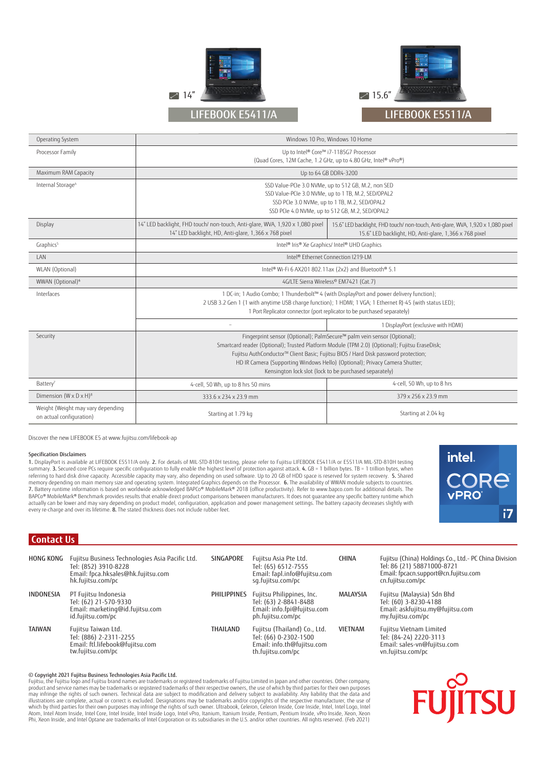| | 14" LIFEBOOK E5411/A | 15.6" LIFEBOOK E5511/A |
|---|---|---|
| Operating System | Windows 10 Pro, Windows 10 Home | |
| Processor Family | Up to Intel® Core™ i7-1185G7 Processor (Quad Cores, 12M Cache, 1.2 GHz, up to 4.80 GHz, Intel® vPro®) | |
| Maximum RAM Capacity | Up to 64 GB DDR4-3200 | |
| Internal Storage[4] | SSD Value-PCIe 3.0 NVMe, up to 512 GB, M.2, non SED<br>SSD Value-PCIe 3.0 NVMe, up to 1 TB, M.2, SED/OPAL2<br>SSD PCIe 3.0 NVMe, up to 1 TB, M.2, SED/OPAL2<br>SSD PCIe 4.0 NVMe, up to 512 GB, M.2, SED/OPAL2 | |
| Display | 14" LED backlight, FHD touch/ non-touch, Anti-glare, WVA, 1,920 x 1,080 pixel<br>14" LED backlight, HD, Anti-glare, 1,366 x 768 pixel | 15.6" LED backlight, FHD touch/ non-touch, Anti-glare, WVA, 1,920 x 1,080 pixel<br>15.6" LED backlight, HD, Anti-glare, 1,366 x 768 pixel |
| Graphics[5] | Intel® Iris® Xe Graphics/ Intel® UHD Graphics | |
| LAN | Intel® Ethernet Connection I219-LM | |
| WLAN (Optional) | Intel® Wi-Fi 6 AX201 802.11ax (2x2) and Bluetooth® 5.1 | |
| WWAN (Optional)[6] | 4G/LTE Sierra Wireless® EM7421 (Cat.7) | |
| Interfaces | 1 DC-in; 1 Audio Combo; 1 Thunderbolt™ 4 (with DisplayPort and power delivery function);<br>2 USB 3.2 Gen 1 (1 with anytime USB charge function); 1 HDMI; 1 VGA; 1 Ethernet RJ-45 (with status LED);<br>1 Port Replicator connector (port replicator to be purchased separately) | |
| | – | 1 DisplayPort (exclusive with HDMI) |
| Security | Fingerprint sensor (Optional); PalmSecure™ palm vein sensor (Optional);<br>Smartcard reader (Optional); Trusted Platform Module (TPM 2.0) (Optional); Fujitsu EraseDisk;<br>Fujitsu AuthConductor™ Client Basic; Fujitsu BIOS / Hard Disk password protection;<br>HD IR Camera (Supporting Windows Hello) (Optional); Privacy Camera Shutter;<br>Kensington lock slot (lock to be purchased separately) | |
| Battery[7] | 4-cell, 50 Wh, up to 8 hrs 50 mins | 4-cell, 50 Wh, up to 8 hrs |
| Dimension (W x D x H)[8] | 333.6 x 234 x 23.9 mm | 379 x 256 x 23.9 mm |
| Weight (Weight may vary depending on actual configuration) | Starting at 1.79 kg | Starting at 2.04 kg |

Discover the new LIFEBOOK E5 at www.fujitsu.com/lifebook-ap

**Specification Disclaimers**

**1.** DisplayPort is available at LIFEBOOK E5511/A only. **2.** For details of MIL-STD-810H testing, please refer to Fujitsu LIFEBOOK E5411/A or E5511/A MIL-STD-810H testing summary. **3.** Secured-core PCs require specific configuration to fully enable the highest level of protection against attack. **4.** GB = 1 billion bytes. TB = 1 trillion bytes, when referring to hard disk drive capacity. Accessible capacity may vary, also depending on used software. Up to 20 GB of HDD space is reserved for system recovery. **5.** Shared memory depending on main memory size and operating system. Integrated Graphics depends on the Processor. **6.** The availability of WWAN module subjects to countries. **7.** Battery runtime information is based on worldwide acknowledged BAPCo® MobileMark® 2018 (office productivity). Refer to www.bapco.com for additional details. The BAPCo® MobileMark® Benchmark provides results that enable direct product comparisons between manufacturers. It does not guarantee any specific battery runtime which actually can be lower and may vary depending on product model, configuration, application and power management settings. The battery capacity decreases slightly with every re-charge and over its lifetime. **8.** The stated thickness does not include rubber feet.

## Contact Us

**HONG KONG**
Fujitsu Business Technologies Asia Pacific Ltd.
Tel: (852) 3910-8228
Email: fpca.hksales@hk.fujitsu.com
hk.fujitsu.com/pc

**SINGAPORE**
Fujitsu Asia Pte Ltd.
Tel: (65) 6512-7555
Email: fapl.info@fujitsu.com
sg.fujitsu.com/pc

**CHINA**
Fujitsu (China) Holdings Co., Ltd.- PC China Division
Tel: 86 (21) 58871000-8721
Email: fpcacn.support@cn.fujitsu.com
cn.fujitsu.com/pc

**INDONESIA**
PT Fujitsu Indonesia
Tel: (62) 21-570-9330
Email: marketing@id.fujitsu.com
id.fujitsu.com/pc

**PHILIPPINES**
Fujitsu Philippines, Inc.
Tel: (63) 2-8841-8488
Email: info.fpi@fujitsu.com
ph.fujitsu.com/pc

**MALAYSIA**
Fujitsu (Malaysia) Sdn Bhd
Tel: (60) 3-8230-4188
Email: askfujitsu.my@fujitsu.com
my.fujitsu.com/pc

**TAIWAN**
Fujitsu Taiwan Ltd.
Tel: (886) 2-2311-2255
Email: ftl.lifebook@fujitsu.com
tw.fujitsu.com/pc

**THAILAND**
Fujitsu (Thailand) Co., Ltd.
Tel: (66) 0-2302-1500
Email: info.th@fujitsu.com
th.fujitsu.com/pc

**VIETNAM**
Fujitsu Vietnam Limited
Tel: (84-24) 2220-3113
Email: sales-vn@fujitsu.com
vn.fujitsu.com/pc

**© Copyright 2021 Fujitsu Business Technologies Asia Pacific Ltd.**
Fujitsu, the Fujitsu logo and Fujitsu brand names are trademarks or registered trademarks of Fujitsu Limited in Japan and other countries. Other company, product and service names may be trademarks or registered trademarks of their respective owners, the use of which by third parties for their own purposes may infringe the rights of such owners. Technical data are subject to modification and delivery subject to availability. Any liability that the data and illustrations are complete, actual or correct is excluded. Designations may be trademarks and/or copyrights of the respective manufacturer, the use of which by third parties for their own purposes may infringe the rights of such owner. Ultrabook, Celeron, Celeron Inside, Core Inside, Intel, Intel Logo, Intel Atom, Intel Atom Inside, Intel Core, Intel Inside, Intel Inside Logo, Intel vPro, Itanium, Itanium Inside, Pentium, Pentium Inside, vPro Inside, Xeon, Xeon Phi, Xeon Inside, and Intel Optane are trademarks of Intel Corporation or its subsidiaries in the U.S. and/or other countries. All rights reserved. (Feb 2021)